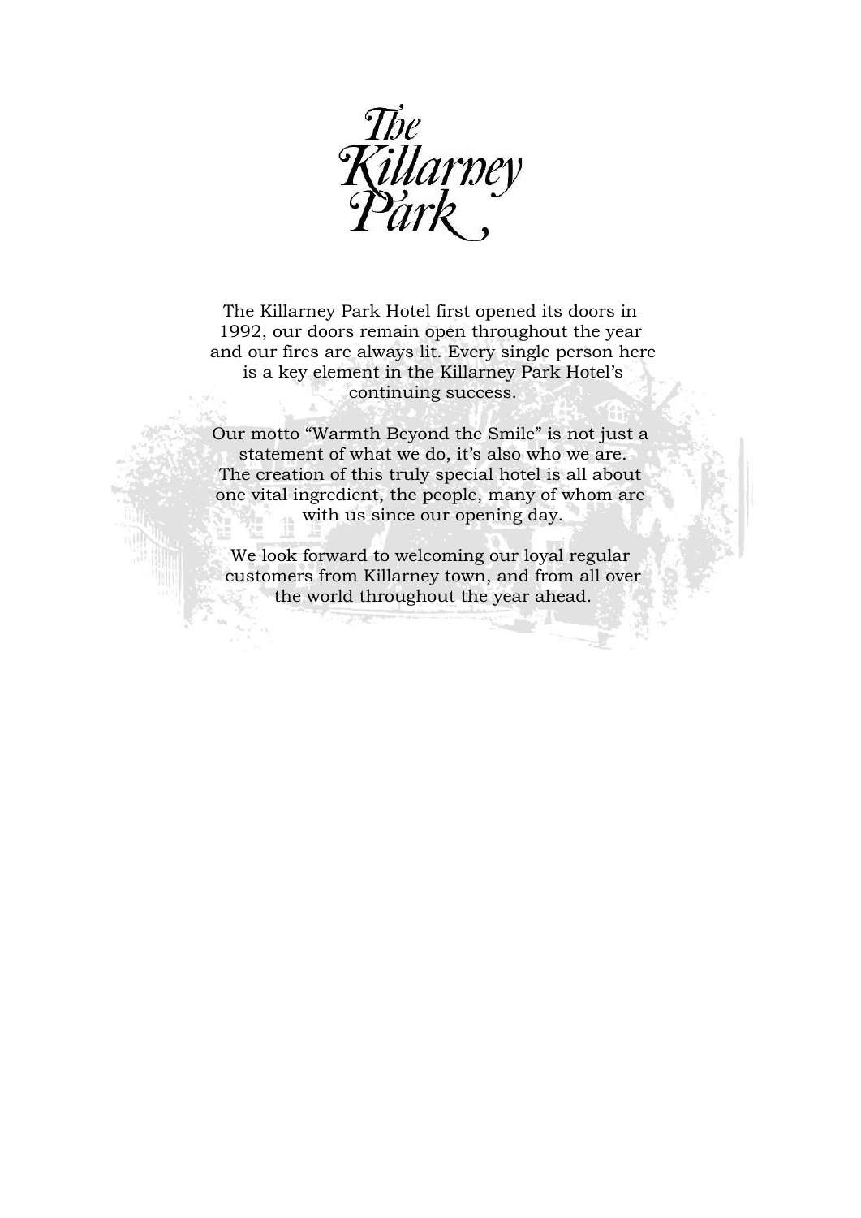# The Killarney Park

The Killarney Park Hotel first opened its doors in 1992, our doors remain open throughout the year and our fires are always lit. Every single person here is a key element in the Killarney Park Hotel's continuing success.

Our motto "Warmth Beyond the Smile" is not just a statement of what we do, it's also who we are. The creation of this truly special hotel is all about one vital ingredient, the people, many of whom are with us since our opening day.

We look forward to welcoming our loyal regular customers from Killarney town, and from all over the world throughout the year ahead.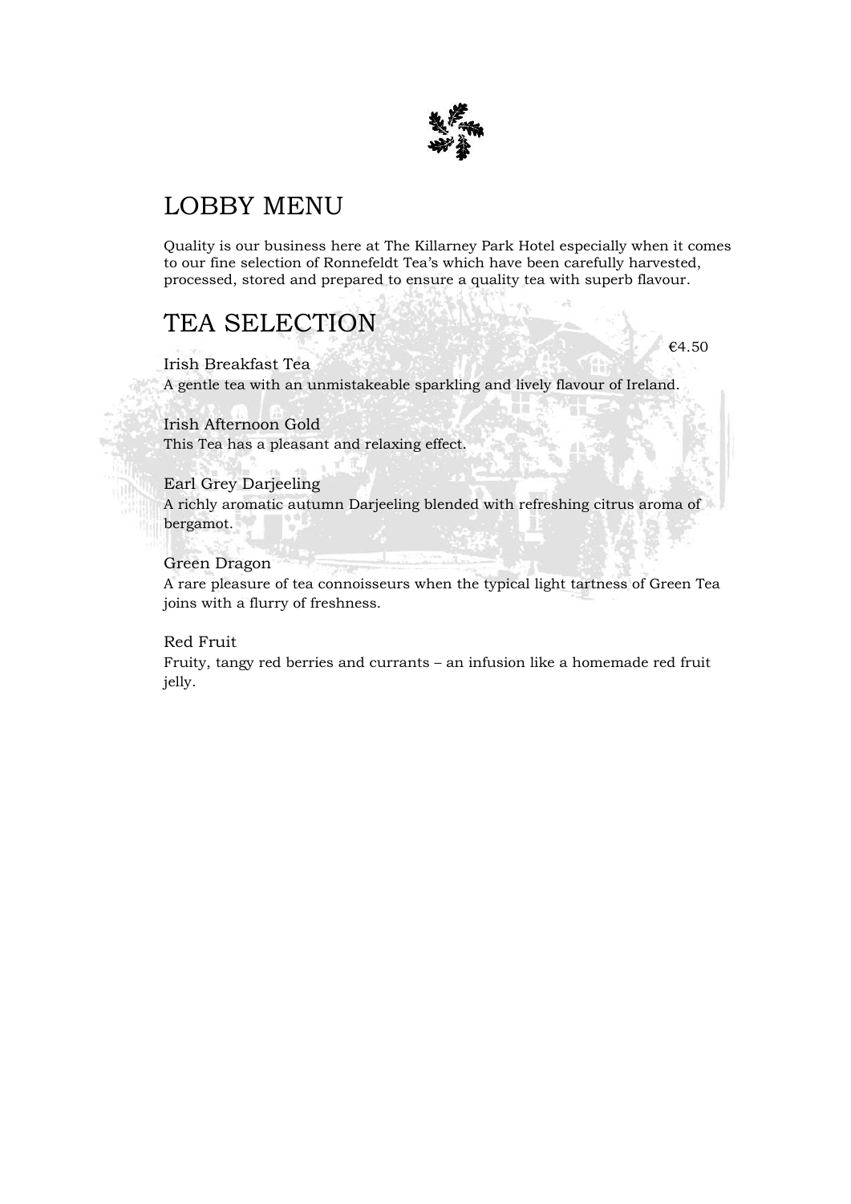# LOBBY MENU

Quality is our business here at The Killarney Park Hotel especially when it comes to our fine selection of Ronnefeldt Tea's which have been carefully harvested, processed, stored and prepared to ensure a quality tea with superb flavour.

## TEA SELECTION

€4.50

Irish Breakfast Tea
A gentle tea with an unmistakeable sparkling and lively flavour of Ireland.

Irish Afternoon Gold
This Tea has a pleasant and relaxing effect.

Earl Grey Darjeeling
A richly aromatic autumn Darjeeling blended with refreshing citrus aroma of bergamot.

Green Dragon
A rare pleasure of tea connoisseurs when the typical light tartness of Green Tea joins with a flurry of freshness.

Red Fruit
Fruity, tangy red berries and currants – an infusion like a homemade red fruit jelly.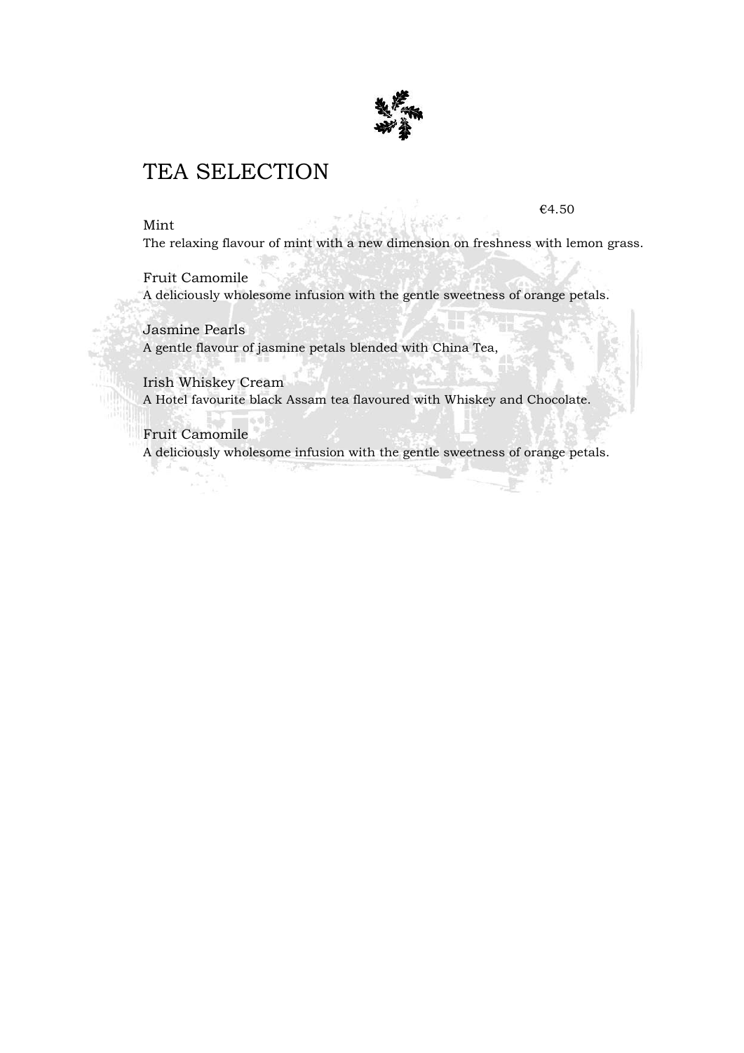# TEA SELECTION

€4.50

Mint

The relaxing flavour of mint with a new dimension on freshness with lemon grass.

Fruit Camomile

A deliciously wholesome infusion with the gentle sweetness of orange petals.

Jasmine Pearls

A gentle flavour of jasmine petals blended with China Tea,

Irish Whiskey Cream

A Hotel favourite black Assam tea flavoured with Whiskey and Chocolate.

Fruit Camomile

A deliciously wholesome infusion with the gentle sweetness of orange petals.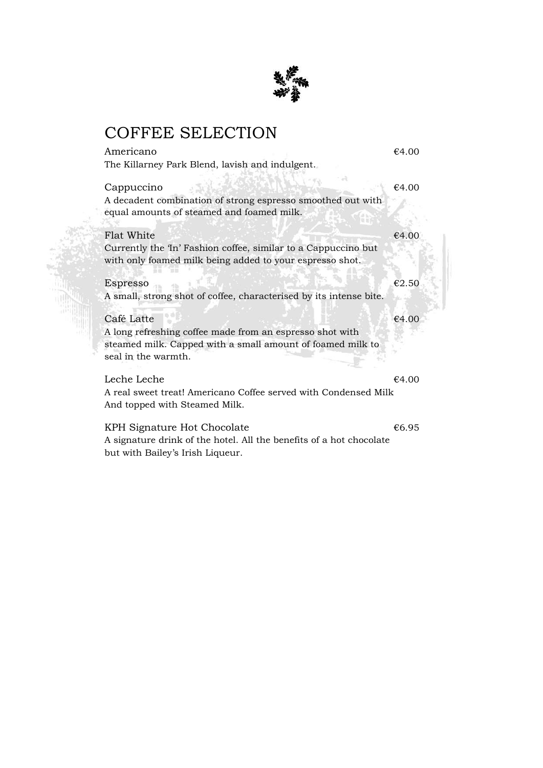# COFFEE SELECTION

Americano €4.00
The Killarney Park Blend, lavish and indulgent.

Cappuccino €4.00
A decadent combination of strong espresso smoothed out with equal amounts of steamed and foamed milk.

Flat White €4.00
Currently the 'In' Fashion coffee, similar to a Cappuccino but with only foamed milk being added to your espresso shot.

Espresso €2.50
A small, strong shot of coffee, characterised by its intense bite.

Café Latte €4.00
A long refreshing coffee made from an espresso shot with steamed milk. Capped with a small amount of foamed milk to seal in the warmth.

Leche Leche €4.00
A real sweet treat! Americano Coffee served with Condensed Milk And topped with Steamed Milk.

KPH Signature Hot Chocolate €6.95
A signature drink of the hotel. All the benefits of a hot chocolate but with Bailey's Irish Liqueur.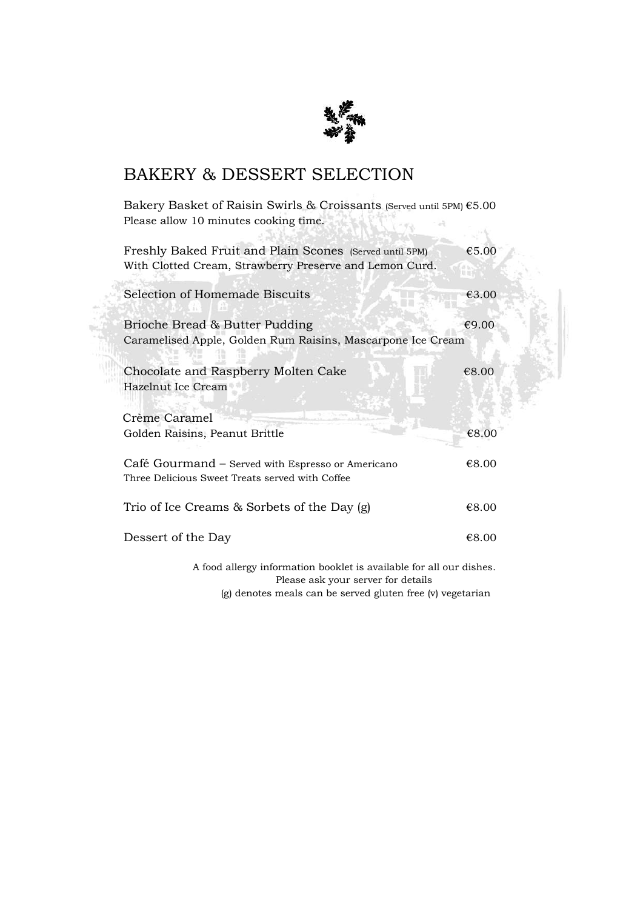# BAKERY & DESSERT SELECTION

Bakery Basket of Raisin Swirls & Croissants (Served until 5PM) €5.00
Please allow 10 minutes cooking time.

Freshly Baked Fruit and Plain Scones (Served until 5PM) €5.00
With Clotted Cream, Strawberry Preserve and Lemon Curd.

Selection of Homemade Biscuits €3.00

Brioche Bread & Butter Pudding €9.00
Caramelised Apple, Golden Rum Raisins, Mascarpone Ice Cream

Chocolate and Raspberry Molten Cake €8.00
Hazelnut Ice Cream

Crème Caramel
Golden Raisins, Peanut Brittle €8.00

Café Gourmand – Served with Espresso or Americano €8.00
Three Delicious Sweet Treats served with Coffee

Trio of Ice Creams & Sorbets of the Day (g) €8.00

Dessert of the Day €8.00

A food allergy information booklet is available for all our dishes.
Please ask your server for details
(g) denotes meals can be served gluten free (v) vegetarian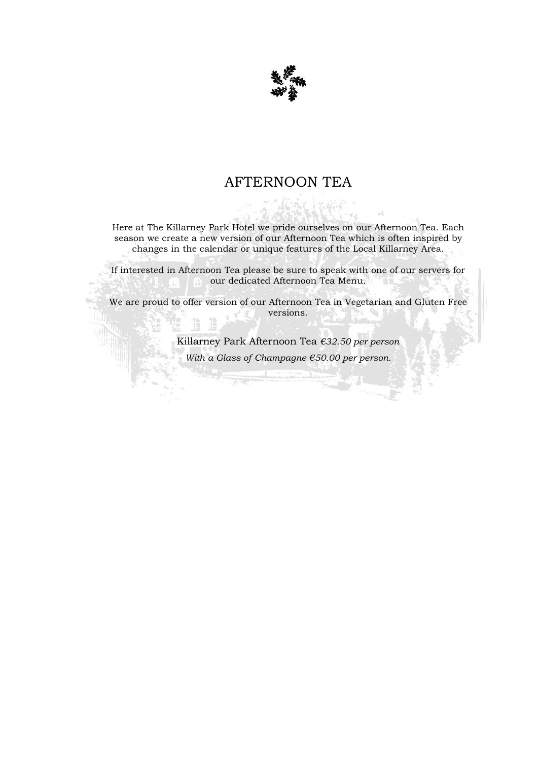# AFTERNOON TEA

Here at The Killarney Park Hotel we pride ourselves on our Afternoon Tea. Each season we create a new version of our Afternoon Tea which is often inspired by changes in the calendar or unique features of the Local Killarney Area.

If interested in Afternoon Tea please be sure to speak with one of our servers for our dedicated Afternoon Tea Menu.

We are proud to offer version of our Afternoon Tea in Vegetarian and Gluten Free versions.

Killarney Park Afternoon Tea *€32.50 per person*

*With a Glass of Champagne €50.00 per person.*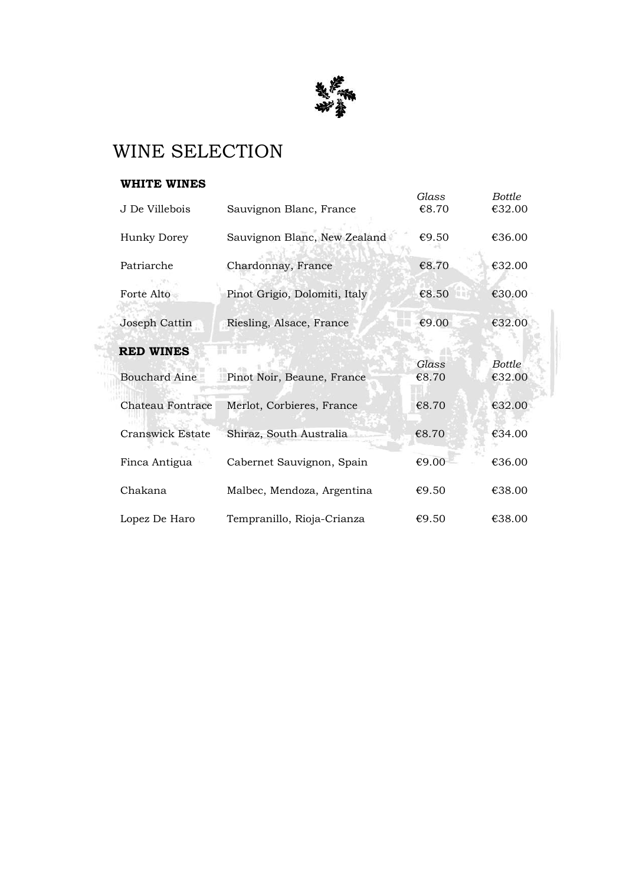# WINE SELECTION

## WHITE WINES

| | | *Glass* | *Bottle* |
|---|---|---|---|
| J De Villebois | Sauvignon Blanc, France | €8.70 | €32.00 |
| Hunky Dorey | Sauvignon Blanc, New Zealand | €9.50 | €36.00 |
| Patriarche | Chardonnay, France | €8.70 | €32.00 |
| Forte Alto | Pinot Grigio, Dolomiti, Italy | €8.50 | €30.00 |
| Joseph Cattin | Riesling, Alsace, France | €9.00 | €32.00 |

## RED WINES

| | | *Glass* | *Bottle* |
|---|---|---|---|
| Bouchard Aine | Pinot Noir, Beaune, France | €8.70 | €32.00 |
| Chateau Fontrace | Merlot, Corbieres, France | €8.70 | €32.00 |
| Cranswick Estate | Shiraz, South Australia | €8.70 | €34.00 |
| Finca Antigua | Cabernet Sauvignon, Spain | €9.00 | €36.00 |
| Chakana | Malbec, Mendoza, Argentina | €9.50 | €38.00 |
| Lopez De Haro | Tempranillo, Rioja-Crianza | €9.50 | €38.00 |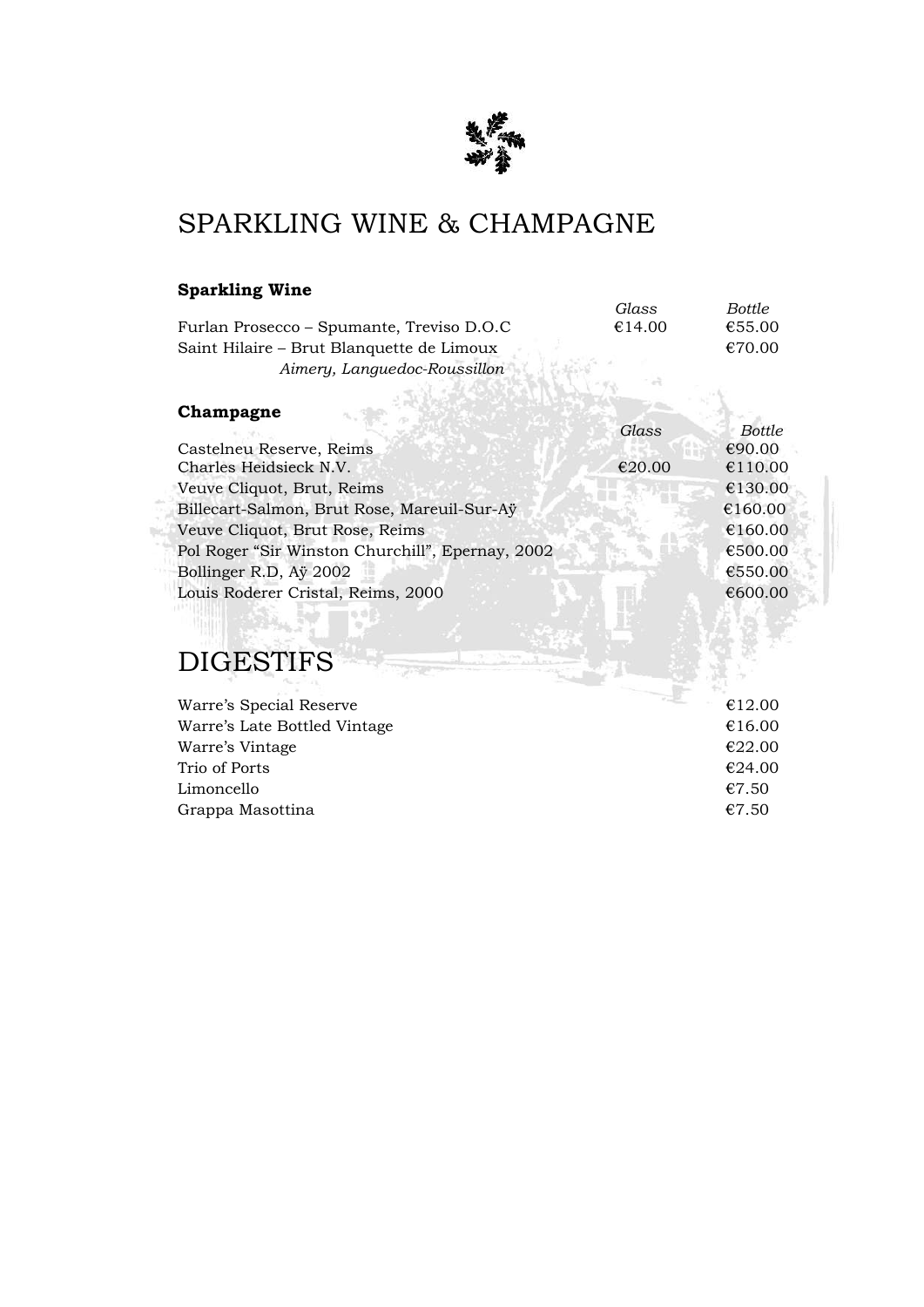# SPARKLING WINE & CHAMPAGNE

### Sparkling Wine

| | Glass | Bottle |
|---|---|---|
| Furlan Prosecco – Spumante, Treviso D.O.C | €14.00 | €55.00 |
| Saint Hilaire – Brut Blanquette de Limoux<br>*Aimery, Languedoc-Roussillon* | | €70.00 |

### Champagne

| | Glass | Bottle |
|---|---|---|
| Castelneu Reserve, Reims | | €90.00 |
| Charles Heidsieck N.V. | €20.00 | €110.00 |
| Veuve Cliquot, Brut, Reims | | €130.00 |
| Billecart-Salmon, Brut Rose, Mareuil-Sur-Aÿ | | €160.00 |
| Veuve Cliquot, Brut Rose, Reims | | €160.00 |
| Pol Roger "Sir Winston Churchill", Epernay, 2002 | | €500.00 |
| Bollinger R.D, Aÿ 2002 | | €550.00 |
| Louis Roderer Cristal, Reims, 2000 | | €600.00 |

# DIGESTIFS

| | |
|---|---|
| Warre's Special Reserve | €12.00 |
| Warre's Late Bottled Vintage | €16.00 |
| Warre's Vintage | €22.00 |
| Trio of Ports | €24.00 |
| Limoncello | €7.50 |
| Grappa Masottina | €7.50 |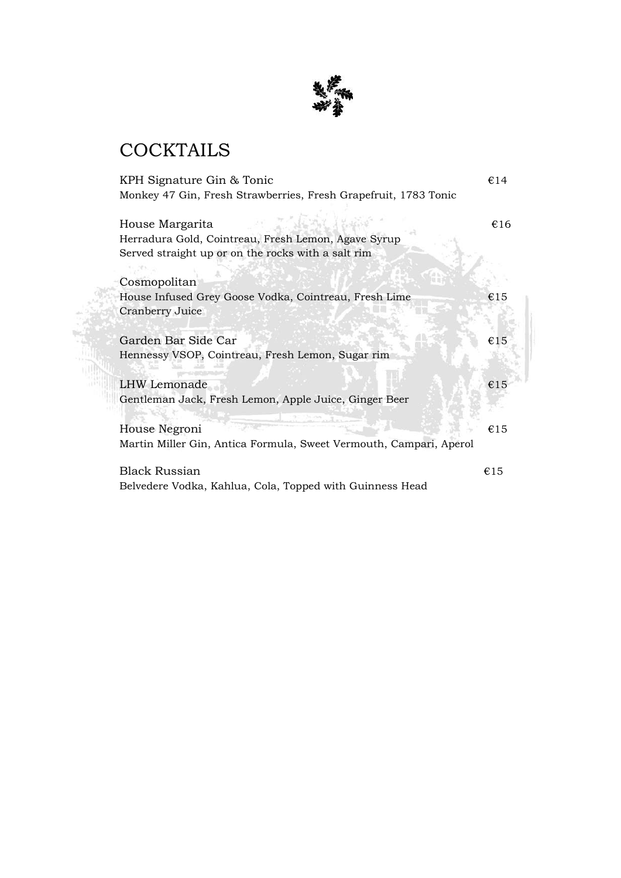# COCKTAILS

KPH Signature Gin & Tonic €14
Monkey 47 Gin, Fresh Strawberries, Fresh Grapefruit, 1783 Tonic

House Margarita €16
Herradura Gold, Cointreau, Fresh Lemon, Agave Syrup
Served straight up or on the rocks with a salt rim

Cosmopolitan
House Infused Grey Goose Vodka, Cointreau, Fresh Lime €15
Cranberry Juice

Garden Bar Side Car €15
Hennessy VSOP, Cointreau, Fresh Lemon, Sugar rim

LHW Lemonade €15
Gentleman Jack, Fresh Lemon, Apple Juice, Ginger Beer

House Negroni €15
Martin Miller Gin, Antica Formula, Sweet Vermouth, Campari, Aperol

Black Russian €15
Belvedere Vodka, Kahlua, Cola, Topped with Guinness Head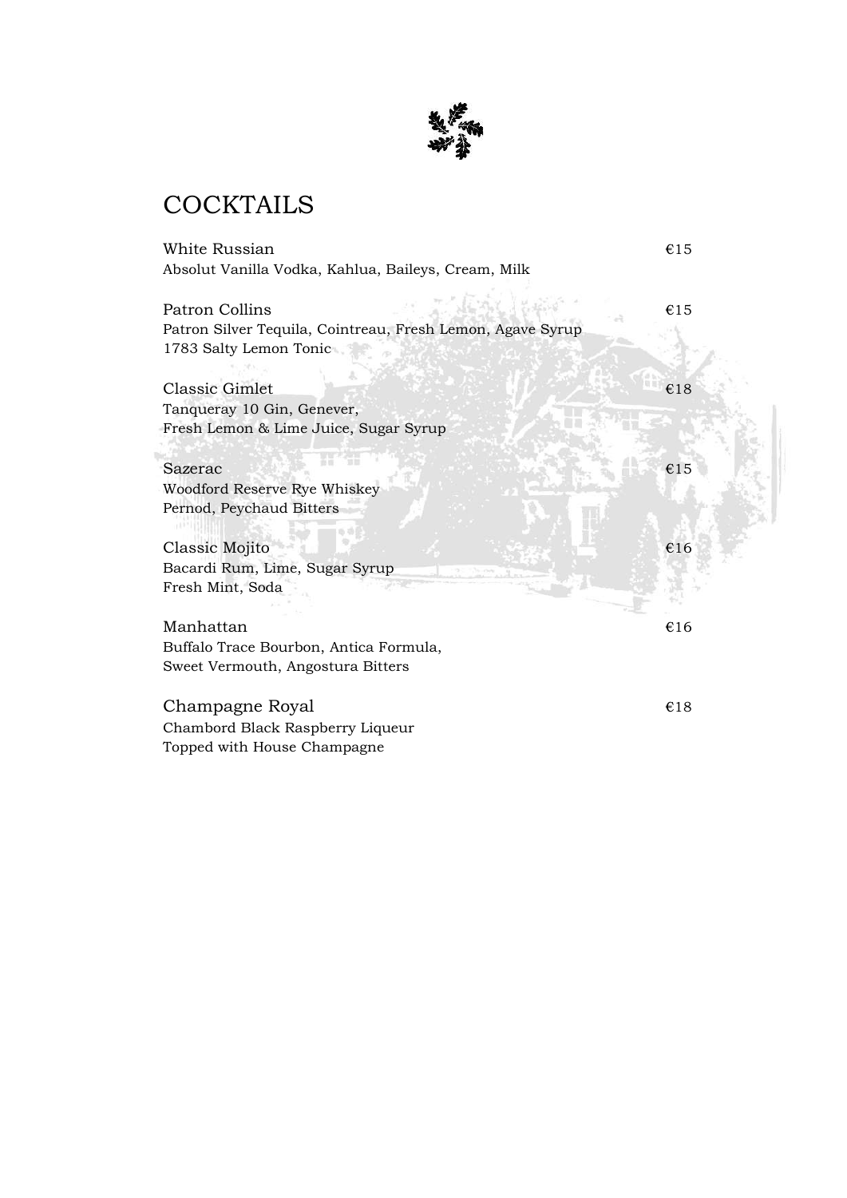# COCKTAILS

**White Russian** — €15
Absolut Vanilla Vodka, Kahlua, Baileys, Cream, Milk

**Patron Collins** — €15
Patron Silver Tequila, Cointreau, Fresh Lemon, Agave Syrup
1783 Salty Lemon Tonic

**Classic Gimlet** — €18
Tanqueray 10 Gin, Genever,
Fresh Lemon & Lime Juice, Sugar Syrup

**Sazerac** — €15
Woodford Reserve Rye Whiskey
Pernod, Peychaud Bitters

**Classic Mojito** — €16
Bacardi Rum, Lime, Sugar Syrup
Fresh Mint, Soda

**Manhattan** — €16
Buffalo Trace Bourbon, Antica Formula,
Sweet Vermouth, Angostura Bitters

**Champagne Royal** — €18
Chambord Black Raspberry Liqueur
Topped with House Champagne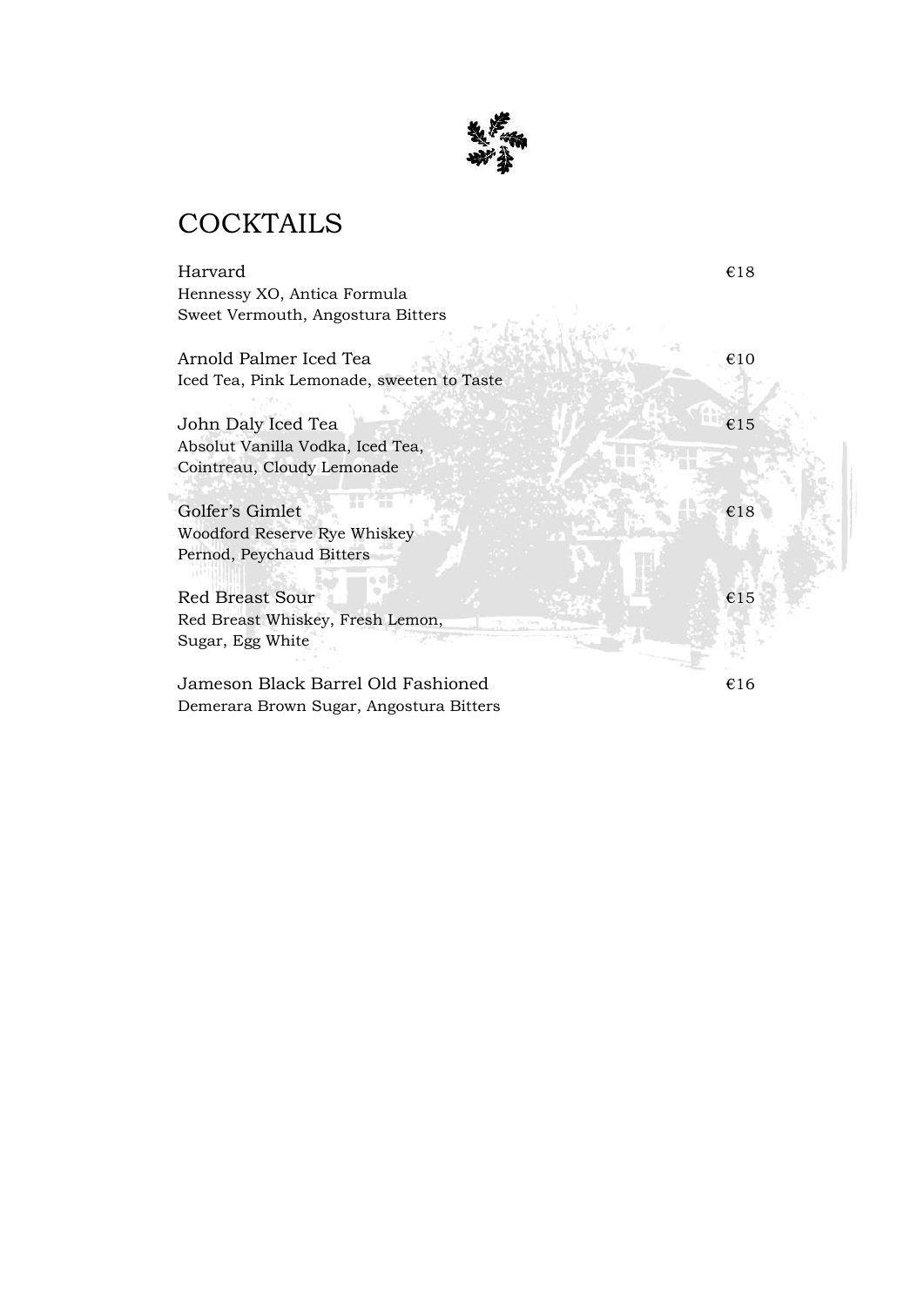# COCKTAILS

**Harvard** — €18
Hennessy XO, Antica Formula
Sweet Vermouth, Angostura Bitters

**Arnold Palmer Iced Tea** — €10
Iced Tea, Pink Lemonade, sweeten to Taste

**John Daly Iced Tea** — €15
Absolut Vanilla Vodka, Iced Tea,
Cointreau, Cloudy Lemonade

**Golfer's Gimlet** — €18
Woodford Reserve Rye Whiskey
Pernod, Peychaud Bitters

**Red Breast Sour** — €15
Red Breast Whiskey, Fresh Lemon,
Sugar, Egg White

**Jameson Black Barrel Old Fashioned** — €16
Demerara Brown Sugar, Angostura Bitters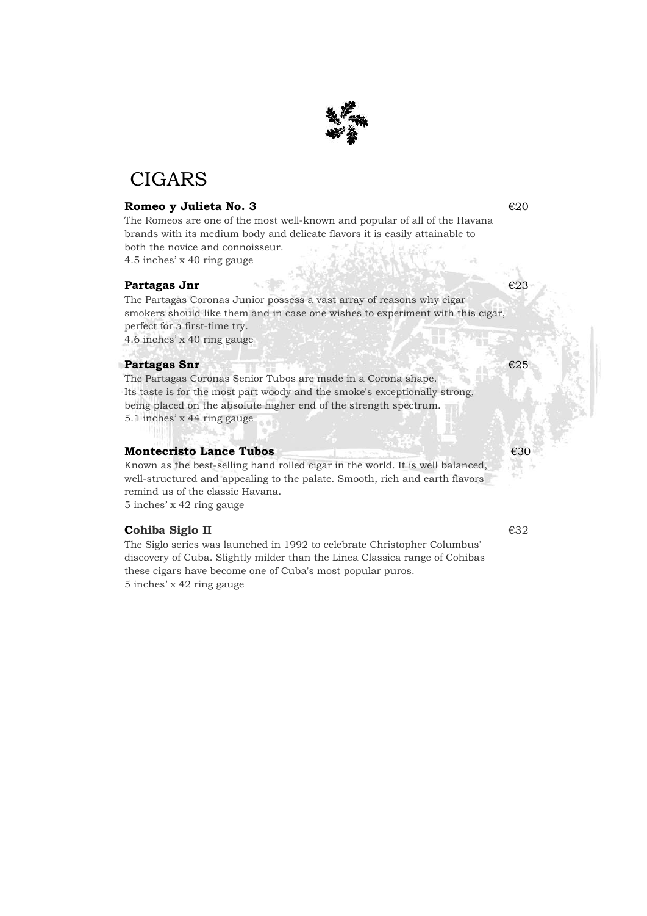# CIGARS

**Romeo y Julieta No. 3** €20

The Romeos are one of the most well-known and popular of all of the Havana brands with its medium body and delicate flavors it is easily attainable to both the novice and connoisseur.
4.5 inches' x 40 ring gauge

**Partagas Jnr** €23

The Partagas Coronas Junior possess a vast array of reasons why cigar smokers should like them and in case one wishes to experiment with this cigar, perfect for a first-time try.
4.6 inches' x 40 ring gauge

**Partagas Snr** €25

The Partagas Coronas Senior Tubos are made in a Corona shape.
Its taste is for the most part woody and the smoke's exceptionally strong, being placed on the absolute higher end of the strength spectrum.
5.1 inches' x 44 ring gauge

**Montecristo Lance Tubos** €30

Known as the best-selling hand rolled cigar in the world. It is well balanced, well-structured and appealing to the palate. Smooth, rich and earth flavors remind us of the classic Havana.
5 inches' x 42 ring gauge

**Cohiba Siglo II** €32

The Siglo series was launched in 1992 to celebrate Christopher Columbus' discovery of Cuba. Slightly milder than the Linea Classica range of Cohibas these cigars have become one of Cuba's most popular puros.
5 inches' x 42 ring gauge